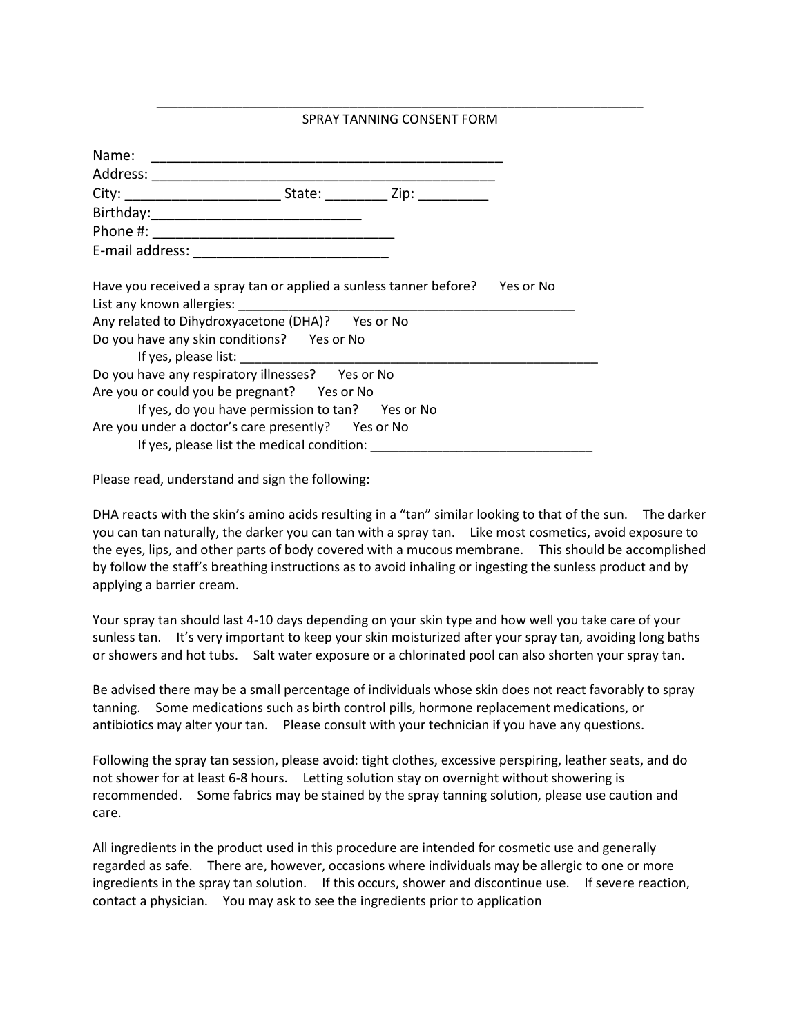____________________________________________________________

SPRAY TANNING CONSENT FORM

Name: ____________________________________________
Address: ____________________________________________
City: ____________________ State: ________ Zip: _________
Birthday:___________________________
Phone #: _______________________________
E-mail address: _________________________

Have you received a spray tan or applied a sunless tanner before? Yes or No
List any known allergies: ______________________________________________
Any related to Dihydroxyacetone (DHA)? Yes or No
Do you have any skin conditions? Yes or No
If yes, please list: __________________________________________________
Do you have any respiratory illnesses? Yes or No
Are you or could you be pregnant? Yes or No
If yes, do you have permission to tan? Yes or No
Are you under a doctor's care presently? Yes or No
If yes, please list the medical condition: ______________________________

Please read, understand and sign the following:

DHA reacts with the skin's amino acids resulting in a "tan" similar looking to that of the sun. The darker you can tan naturally, the darker you can tan with a spray tan. Like most cosmetics, avoid exposure to the eyes, lips, and other parts of body covered with a mucous membrane. This should be accomplished by follow the staff's breathing instructions as to avoid inhaling or ingesting the sunless product and by applying a barrier cream.

Your spray tan should last 4-10 days depending on your skin type and how well you take care of your sunless tan. It's very important to keep your skin moisturized after your spray tan, avoiding long baths or showers and hot tubs. Salt water exposure or a chlorinated pool can also shorten your spray tan.

Be advised there may be a small percentage of individuals whose skin does not react favorably to spray tanning. Some medications such as birth control pills, hormone replacement medications, or antibiotics may alter your tan. Please consult with your technician if you have any questions.

Following the spray tan session, please avoid: tight clothes, excessive perspiring, leather seats, and do not shower for at least 6-8 hours. Letting solution stay on overnight without showering is recommended. Some fabrics may be stained by the spray tanning solution, please use caution and care.

All ingredients in the product used in this procedure are intended for cosmetic use and generally regarded as safe. There are, however, occasions where individuals may be allergic to one or more ingredients in the spray tan solution. If this occurs, shower and discontinue use. If severe reaction, contact a physician. You may ask to see the ingredients prior to application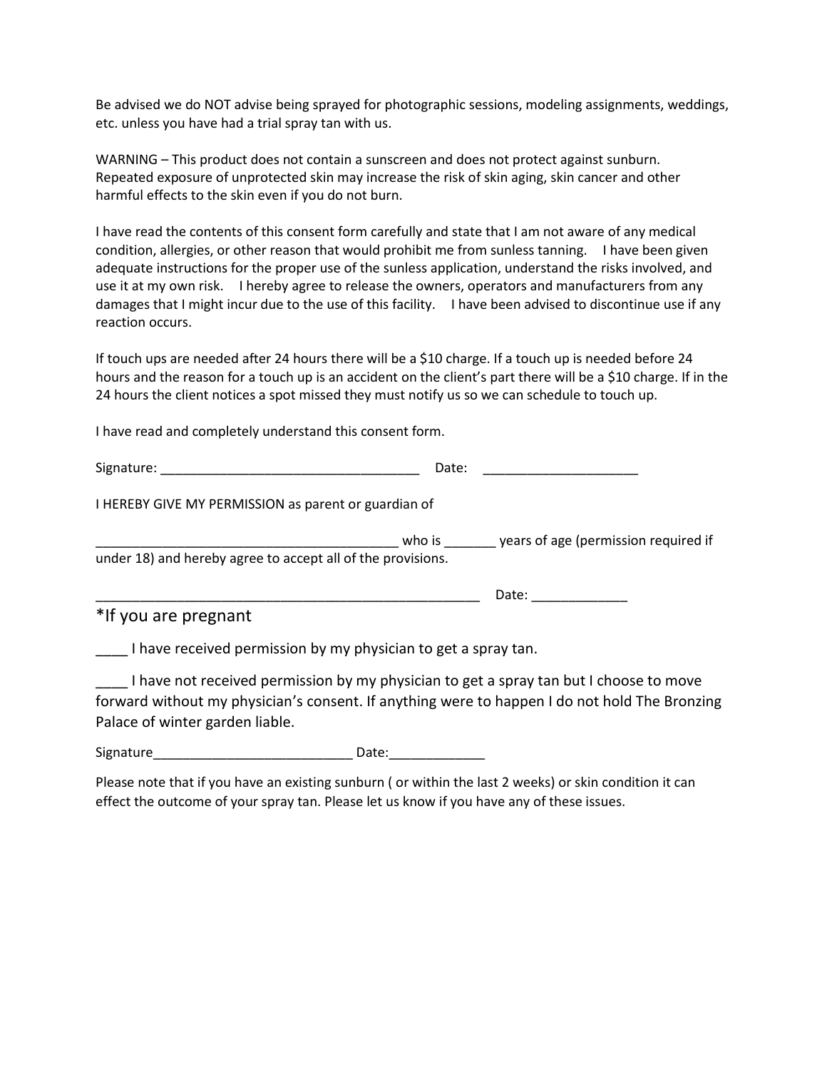Be advised we do NOT advise being sprayed for photographic sessions, modeling assignments, weddings, etc. unless you have had a trial spray tan with us.

WARNING – This product does not contain a sunscreen and does not protect against sunburn. Repeated exposure of unprotected skin may increase the risk of skin aging, skin cancer and other harmful effects to the skin even if you do not burn.

I have read the contents of this consent form carefully and state that I am not aware of any medical condition, allergies, or other reason that would prohibit me from sunless tanning. I have been given adequate instructions for the proper use of the sunless application, understand the risks involved, and use it at my own risk. I hereby agree to release the owners, operators and manufacturers from any damages that I might incur due to the use of this facility. I have been advised to discontinue use if any reaction occurs.

If touch ups are needed after 24 hours there will be a $10 charge. If a touch up is needed before 24 hours and the reason for a touch up is an accident on the client's part there will be a $10 charge. If in the 24 hours the client notices a spot missed they must notify us so we can schedule to touch up.

I have read and completely understand this consent form.

Signature: ___________________________________ Date: _____________________

I HEREBY GIVE MY PERMISSION as parent or guardian of

_________________________________________ who is _______ years of age (permission required if under 18) and hereby agree to accept all of the provisions.

_____________________________________________________ Date: _____________

## *If you are pregnant

____ I have received permission by my physician to get a spray tan.

____ I have not received permission by my physician to get a spray tan but I choose to move forward without my physician's consent. If anything were to happen I do not hold The Bronzing Palace of winter garden liable.

Signature___________________________ Date:_____________

Please note that if you have an existing sunburn ( or within the last 2 weeks) or skin condition it can effect the outcome of your spray tan. Please let us know if you have any of these issues.